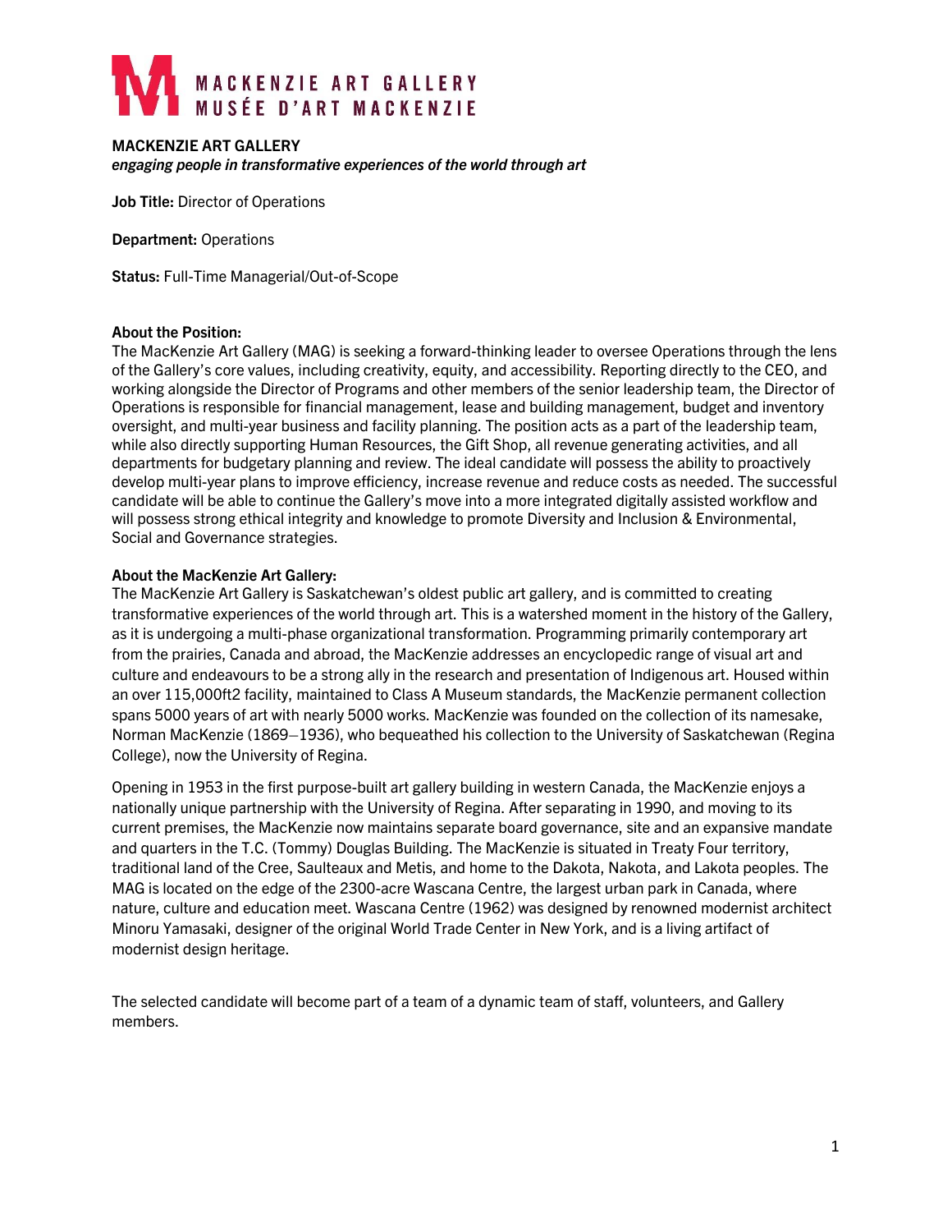MACKENZIE ART GALLERY
MUSÉE D'ART MACKENZIE

**MACKENZIE ART GALLERY**
***engaging people in transformative experiences of the world through art***

**Job Title:** Director of Operations

**Department:** Operations

**Status:** Full-Time Managerial/Out-of-Scope

**About the Position:**
The MacKenzie Art Gallery (MAG) is seeking a forward-thinking leader to oversee Operations through the lens of the Gallery's core values, including creativity, equity, and accessibility. Reporting directly to the CEO, and working alongside the Director of Programs and other members of the senior leadership team, the Director of Operations is responsible for financial management, lease and building management, budget and inventory oversight, and multi-year business and facility planning. The position acts as a part of the leadership team, while also directly supporting Human Resources, the Gift Shop, all revenue generating activities, and all departments for budgetary planning and review. The ideal candidate will possess the ability to proactively develop multi-year plans to improve efficiency, increase revenue and reduce costs as needed. The successful candidate will be able to continue the Gallery's move into a more integrated digitally assisted workflow and will possess strong ethical integrity and knowledge to promote Diversity and Inclusion & Environmental, Social and Governance strategies.

**About the MacKenzie Art Gallery:**
The MacKenzie Art Gallery is Saskatchewan's oldest public art gallery, and is committed to creating transformative experiences of the world through art. This is a watershed moment in the history of the Gallery, as it is undergoing a multi-phase organizational transformation. Programming primarily contemporary art from the prairies, Canada and abroad, the MacKenzie addresses an encyclopedic range of visual art and culture and endeavours to be a strong ally in the research and presentation of Indigenous art. Housed within an over 115,000ft2 facility, maintained to Class A Museum standards, the MacKenzie permanent collection spans 5000 years of art with nearly 5000 works. MacKenzie was founded on the collection of its namesake, Norman MacKenzie (1869–1936), who bequeathed his collection to the University of Saskatchewan (Regina College), now the University of Regina.

Opening in 1953 in the first purpose-built art gallery building in western Canada, the MacKenzie enjoys a nationally unique partnership with the University of Regina. After separating in 1990, and moving to its current premises, the MacKenzie now maintains separate board governance, site and an expansive mandate and quarters in the T.C. (Tommy) Douglas Building. The MacKenzie is situated in Treaty Four territory, traditional land of the Cree, Saulteaux and Metis, and home to the Dakota, Nakota, and Lakota peoples. The MAG is located on the edge of the 2300-acre Wascana Centre, the largest urban park in Canada, where nature, culture and education meet. Wascana Centre (1962) was designed by renowned modernist architect Minoru Yamasaki, designer of the original World Trade Center in New York, and is a living artifact of modernist design heritage.

The selected candidate will become part of a team of a dynamic team of staff, volunteers, and Gallery members.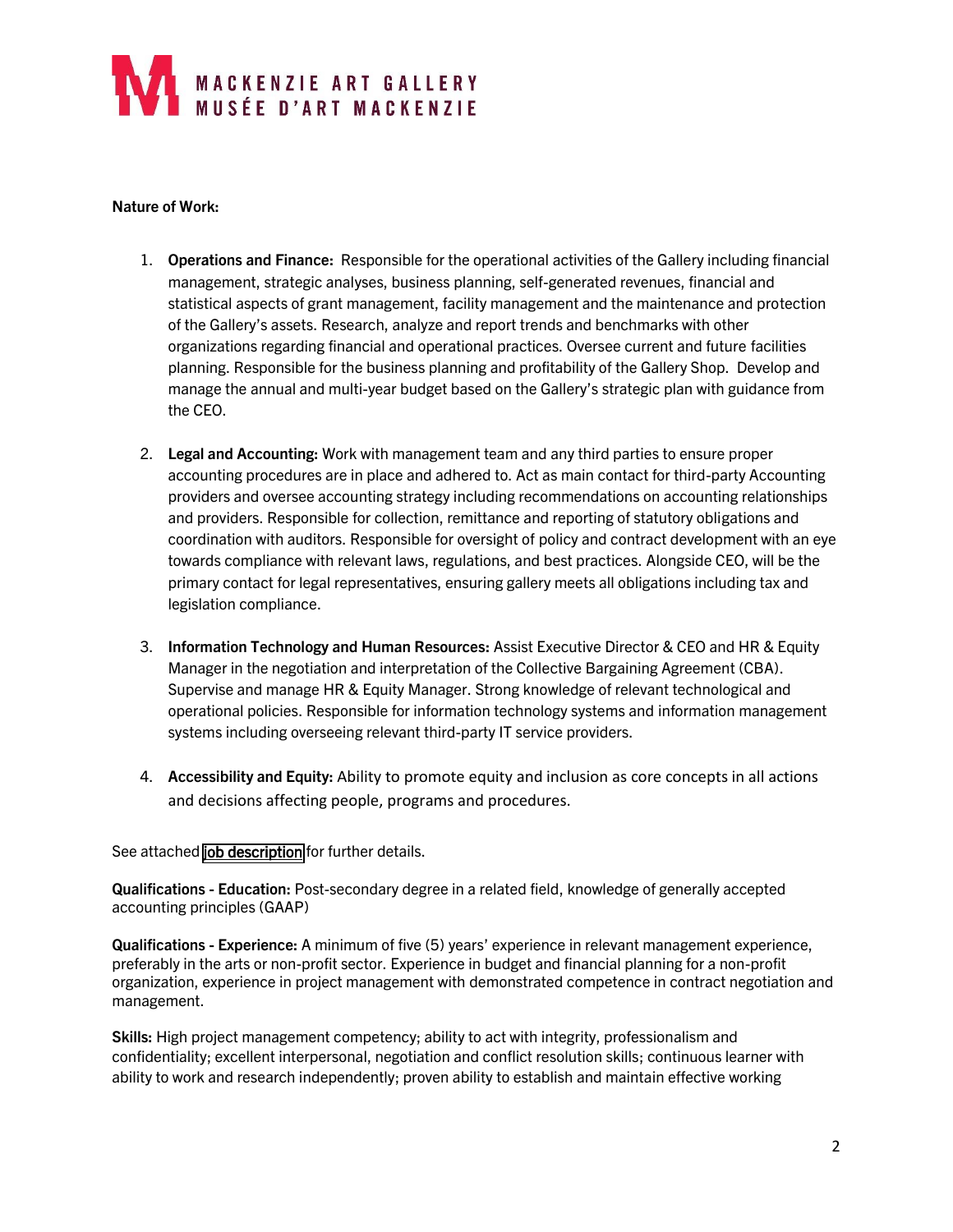**Nature of Work:**

1. **Operations and Finance:** Responsible for the operational activities of the Gallery including financial management, strategic analyses, business planning, self-generated revenues, financial and statistical aspects of grant management, facility management and the maintenance and protection of the Gallery's assets. Research, analyze and report trends and benchmarks with other organizations regarding financial and operational practices. Oversee current and future facilities planning. Responsible for the business planning and profitability of the Gallery Shop. Develop and manage the annual and multi-year budget based on the Gallery's strategic plan with guidance from the CEO.

2. **Legal and Accounting:** Work with management team and any third parties to ensure proper accounting procedures are in place and adhered to. Act as main contact for third-party Accounting providers and oversee accounting strategy including recommendations on accounting relationships and providers. Responsible for collection, remittance and reporting of statutory obligations and coordination with auditors. Responsible for oversight of policy and contract development with an eye towards compliance with relevant laws, regulations, and best practices. Alongside CEO, will be the primary contact for legal representatives, ensuring gallery meets all obligations including tax and legislation compliance.

3. **Information Technology and Human Resources:** Assist Executive Director & CEO and HR & Equity Manager in the negotiation and interpretation of the Collective Bargaining Agreement (CBA). Supervise and manage HR & Equity Manager. Strong knowledge of relevant technological and operational policies. Responsible for information technology systems and information management systems including overseeing relevant third-party IT service providers.

4. **Accessibility and Equity:** Ability to promote equity and inclusion as core concepts in all actions and decisions affecting people, programs and procedures.

See attached job description for further details.

**Qualifications - Education:** Post-secondary degree in a related field, knowledge of generally accepted accounting principles (GAAP)

**Qualifications - Experience:** A minimum of five (5) years' experience in relevant management experience, preferably in the arts or non-profit sector. Experience in budget and financial planning for a non-profit organization, experience in project management with demonstrated competence in contract negotiation and management.

**Skills:** High project management competency; ability to act with integrity, professionalism and confidentiality; excellent interpersonal, negotiation and conflict resolution skills; continuous learner with ability to work and research independently; proven ability to establish and maintain effective working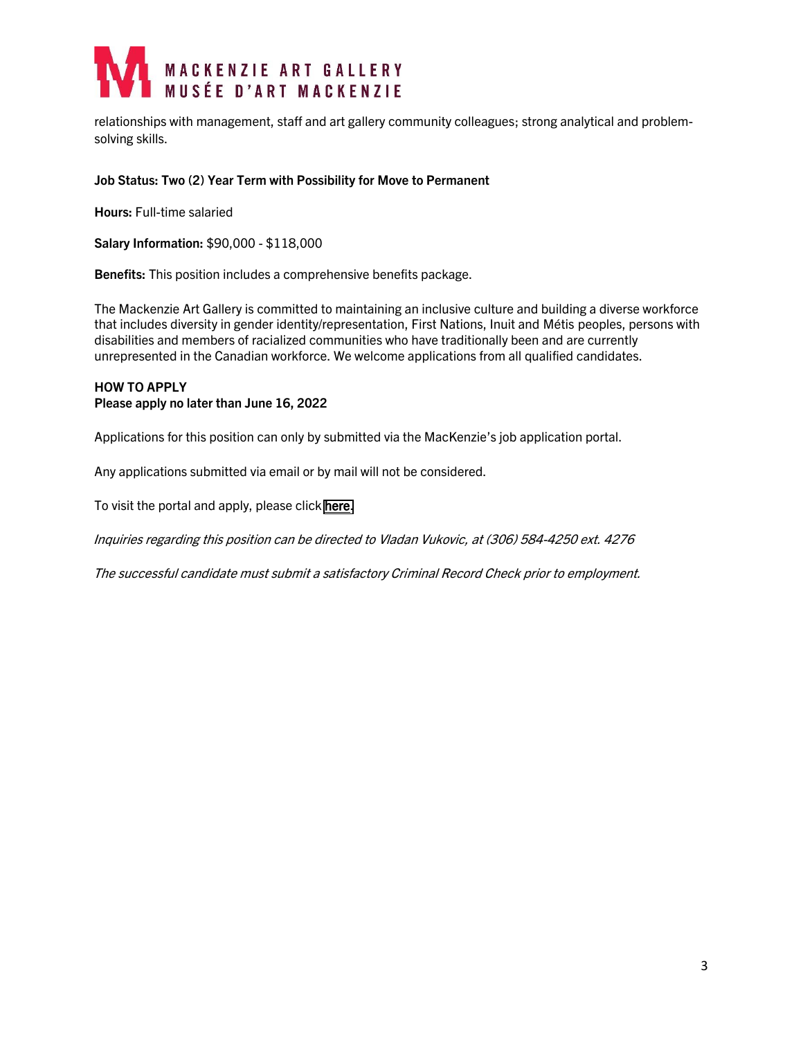relationships with management, staff and art gallery community colleagues; strong analytical and problem-solving skills.

**Job Status: Two (2) Year Term with Possibility for Move to Permanent**

**Hours:** Full-time salaried

**Salary Information:** $90,000 - $118,000

**Benefits:** This position includes a comprehensive benefits package.

The Mackenzie Art Gallery is committed to maintaining an inclusive culture and building a diverse workforce that includes diversity in gender identity/representation, First Nations, Inuit and Métis peoples, persons with disabilities and members of racialized communities who have traditionally been and are currently unrepresented in the Canadian workforce. We welcome applications from all qualified candidates.

**HOW TO APPLY**
**Please apply no later than June 16, 2022**

Applications for this position can only by submitted via the MacKenzie's job application portal.

Any applications submitted via email or by mail will not be considered.

To visit the portal and apply, please click here.

*Inquiries regarding this position can be directed to Vladan Vukovic, at (306) 584-4250 ext. 4276*

*The successful candidate must submit a satisfactory Criminal Record Check prior to employment.*